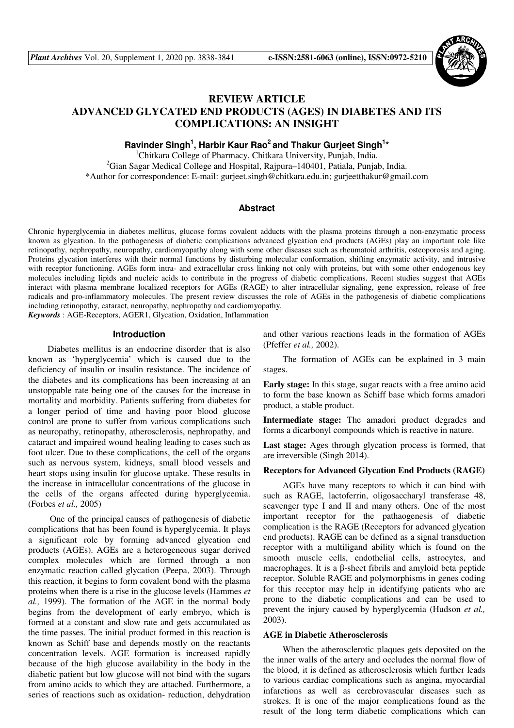# REVIEW ARTICLE
# ADVANCED GLYCATED END PRODUCTS (AGES) IN DIABETES AND ITS COMPLICATIONS: AN INSIGHT

**Ravinder Singh[1], Harbir Kaur Rao[2] and Thakur Gurjeet Singh[1]***

[1]Chitkara College of Pharmacy, Chitkara University, Punjab, India.
[2]Gian Sagar Medical College and Hospital, Rajpura–140401, Patiala, Punjab, India.
*Author for correspondence: E-mail: gurjeet.singh@chitkara.edu.in; gurjeetthakur@gmail.com

## Abstract

Chronic hyperglycemia in diabetes mellitus, glucose forms covalent adducts with the plasma proteins through a non-enzymatic process known as glycation. In the pathogenesis of diabetic complications advanced glycation end products (AGEs) play an important role like retinopathy, nephropathy, neuropathy, cardiomyopathy along with some other diseases such as rheumatoid arthritis, osteoporosis and aging. Proteins glycation interferes with their normal functions by disturbing molecular conformation, shifting enzymatic activity, and intrusive with receptor functioning. AGEs form intra- and extracellular cross linking not only with proteins, but with some other endogenous key molecules including lipids and nucleic acids to contribute in the progress of diabetic complications. Recent studies suggest that AGEs interact with plasma membrane localized receptors for AGEs (RAGE) to alter intracellular signaling, gene expression, release of free radicals and pro-inflammatory molecules. The present review discusses the role of AGEs in the pathogenesis of diabetic complications including retinopathy, cataract, neuropathy, nephropathy and cardiomyopathy.

***Keywords*** : AGE-Receptors, AGER1, Glycation, Oxidation, Inflammation

## Introduction

Diabetes mellitus is an endocrine disorder that is also known as 'hyperglycemia' which is caused due to the deficiency of insulin or insulin resistance. The incidence of the diabetes and its complications has been increasing at an unstoppable rate being one of the causes for the increase in mortality and morbidity. Patients suffering from diabetes for a longer period of time and having poor blood glucose control are prone to suffer from various complications such as neuropathy, retinopathy, atherosclerosis, nephropathy, and cataract and impaired wound healing leading to cases such as foot ulcer. Due to these complications, the cell of the organs such as nervous system, kidneys, small blood vessels and heart stops using insulin for glucose uptake. These results in the increase in intracellular concentrations of the glucose in the cells of the organs affected during hyperglycemia. (Forbes *et al.,* 2005)

One of the principal causes of pathogenesis of diabetic complications that has been found is hyperglycemia. It plays a significant role by forming advanced glycation end products (AGEs). AGEs are a heterogeneous sugar derived complex molecules which are formed through a non enzymatic reaction called glycation (Peepa, 2003). Through this reaction, it begins to form covalent bond with the plasma proteins when there is a rise in the glucose levels (Hammes *et al.,* 1999). The formation of the AGE in the normal body begins from the development of early embryo, which is formed at a constant and slow rate and gets accumulated as the time passes. The initial product formed in this reaction is known as Schiff base and depends mostly on the reactants concentration levels. AGE formation is increased rapidly because of the high glucose availability in the body in the diabetic patient but low glucose will not bind with the sugars from amino acids to which they are attached. Furthermore, a series of reactions such as oxidation- reduction, dehydration and other various reactions leads in the formation of AGEs (Pfeffer *et al.,* 2002).

The formation of AGEs can be explained in 3 main stages.

**Early stage:** In this stage, sugar reacts with a free amino acid to form the base known as Schiff base which forms amadori product, a stable product.

**Intermediate stage:** The amadori product degrades and forms a dicarbonyl compounds which is reactive in nature.

**Last stage:** Ages through glycation process is formed, that are irreversible (Singh 2014).

### Receptors for Advanced Glycation End Products (RAGE)

AGEs have many receptors to which it can bind with such as RAGE, lactoferrin, oligosaccharyl transferase 48, scavenger type I and II and many others. One of the most important receptor for the pathaogenesis of diabetic complication is the RAGE (Receptors for advanced glycation end products). RAGE can be defined as a signal transduction receptor with a multiligand ability which is found on the smooth muscle cells, endothelial cells, astrocytes, and macrophages. It is a β-sheet fibrils and amyloid beta peptide receptor. Soluble RAGE and polymorphisms in genes coding for this receptor may help in identifying patients who are prone to the diabetic complications and can be used to prevent the injury caused by hyperglycemia (Hudson *et al.,* 2003).

### AGE in Diabetic Atherosclerosis

When the atherosclerotic plaques gets deposited on the the inner walls of the artery and occludes the normal flow of the blood, it is defined as atherosclerosis which further leads to various cardiac complications such as angina, myocardial infarctions as well as cerebrovascular diseases such as strokes. It is one of the major complications found as the result of the long term diabetic complications which can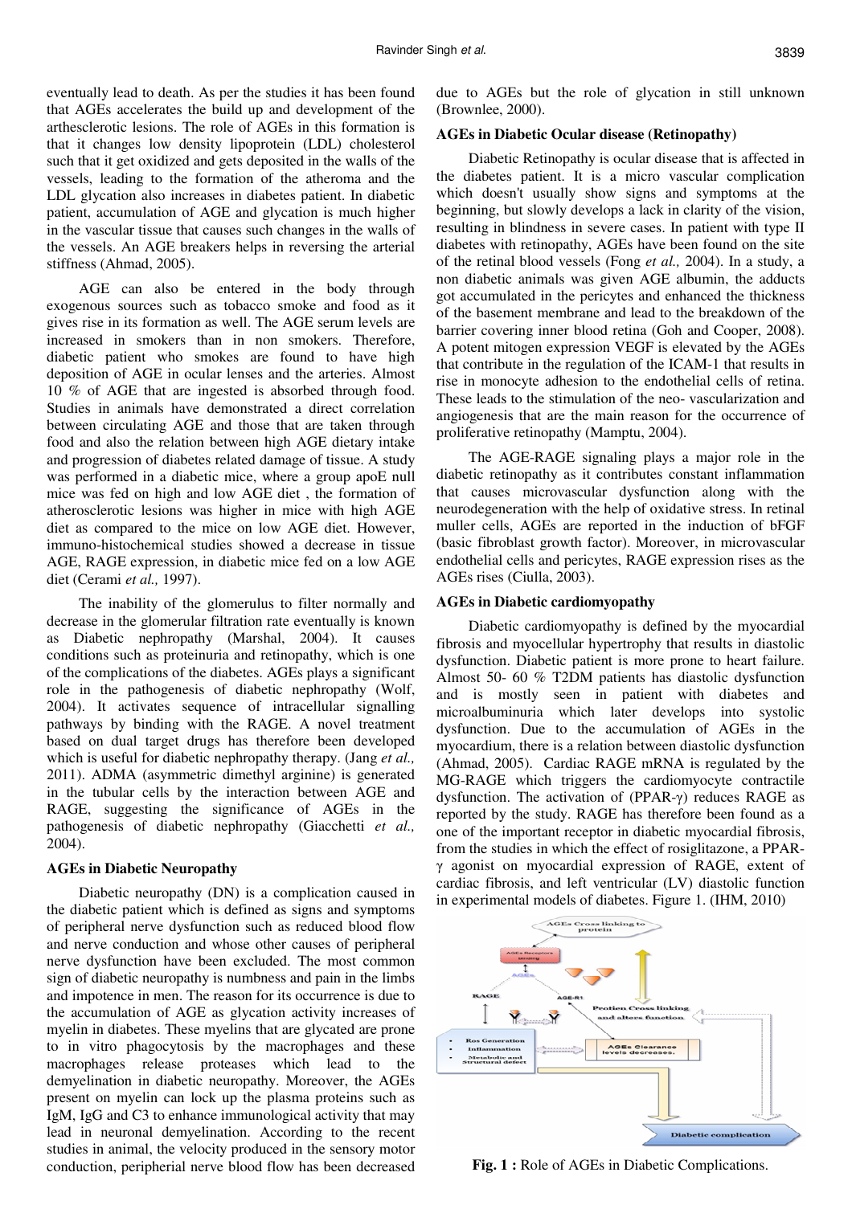eventually lead to death. As per the studies it has been found that AGEs accelerates the build up and development of the arthesclerotic lesions. The role of AGEs in this formation is that it changes low density lipoprotein (LDL) cholesterol such that it get oxidized and gets deposited in the walls of the vessels, leading to the formation of the atheroma and the LDL glycation also increases in diabetes patient. In diabetic patient, accumulation of AGE and glycation is much higher in the vascular tissue that causes such changes in the walls of the vessels. An AGE breakers helps in reversing the arterial stiffness (Ahmad, 2005).

AGE can also be entered in the body through exogenous sources such as tobacco smoke and food as it gives rise in its formation as well. The AGE serum levels are increased in smokers than in non smokers. Therefore, diabetic patient who smokes are found to have high deposition of AGE in ocular lenses and the arteries. Almost 10 % of AGE that are ingested is absorbed through food. Studies in animals have demonstrated a direct correlation between circulating AGE and those that are taken through food and also the relation between high AGE dietary intake and progression of diabetes related damage of tissue. A study was performed in a diabetic mice, where a group apoE null mice was fed on high and low AGE diet , the formation of atherosclerotic lesions was higher in mice with high AGE diet as compared to the mice on low AGE diet. However, immuno-histochemical studies showed a decrease in tissue AGE, RAGE expression, in diabetic mice fed on a low AGE diet (Cerami *et al.,* 1997).

The inability of the glomerulus to filter normally and decrease in the glomerular filtration rate eventually is known as Diabetic nephropathy (Marshal, 2004). It causes conditions such as proteinuria and retinopathy, which is one of the complications of the diabetes. AGEs plays a significant role in the pathogenesis of diabetic nephropathy (Wolf, 2004). It activates sequence of intracellular signalling pathways by binding with the RAGE. A novel treatment based on dual target drugs has therefore been developed which is useful for diabetic nephropathy therapy. (Jang *et al.,* 2011). ADMA (asymmetric dimethyl arginine) is generated in the tubular cells by the interaction between AGE and RAGE, suggesting the significance of AGEs in the pathogenesis of diabetic nephropathy (Giacchetti *et al.,* 2004).

### AGEs in Diabetic Neuropathy

Diabetic neuropathy (DN) is a complication caused in the diabetic patient which is defined as signs and symptoms of peripheral nerve dysfunction such as reduced blood flow and nerve conduction and whose other causes of peripheral nerve dysfunction have been excluded. The most common sign of diabetic neuropathy is numbness and pain in the limbs and impotence in men. The reason for its occurrence is due to the accumulation of AGE as glycation activity increases of myelin in diabetes. These myelins that are glycated are prone to in vitro phagocytosis by the macrophages and these macrophages release proteases which lead to the demyelination in diabetic neuropathy. Moreover, the AGEs present on myelin can lock up the plasma proteins such as IgM, IgG and C3 to enhance immunological activity that may lead in neuronal demyelination. According to the recent studies in animal, the velocity produced in the sensory motor conduction, peripherial nerve blood flow has been decreased due to AGEs but the role of glycation in still unknown (Brownlee, 2000).

### AGEs in Diabetic Ocular disease (Retinopathy)

Diabetic Retinopathy is ocular disease that is affected in the diabetes patient. It is a micro vascular complication which doesn't usually show signs and symptoms at the beginning, but slowly develops a lack in clarity of the vision, resulting in blindness in severe cases. In patient with type II diabetes with retinopathy, AGEs have been found on the site of the retinal blood vessels (Fong *et al.,* 2004). In a study, a non diabetic animals was given AGE albumin, the adducts got accumulated in the pericytes and enhanced the thickness of the basement membrane and lead to the breakdown of the barrier covering inner blood retina (Goh and Cooper, 2008). A potent mitogen expression VEGF is elevated by the AGEs that contribute in the regulation of the ICAM-1 that results in rise in monocyte adhesion to the endothelial cells of retina. These leads to the stimulation of the neo- vascularization and angiogenesis that are the main reason for the occurrence of proliferative retinopathy (Mamptu, 2004).

The AGE-RAGE signaling plays a major role in the diabetic retinopathy as it contributes constant inflammation that causes microvascular dysfunction along with the neurodegeneration with the help of oxidative stress. In retinal muller cells, AGEs are reported in the induction of bFGF (basic fibroblast growth factor). Moreover, in microvascular endothelial cells and pericytes, RAGE expression rises as the AGEs rises (Ciulla, 2003).

### AGEs in Diabetic cardiomyopathy

Diabetic cardiomyopathy is defined by the myocardial fibrosis and myocellular hypertrophy that results in diastolic dysfunction. Diabetic patient is more prone to heart failure. Almost 50- 60 % T2DM patients has diastolic dysfunction and is mostly seen in patient with diabetes and microalbuminuria which later develops into systolic dysfunction. Due to the accumulation of AGEs in the myocardium, there is a relation between diastolic dysfunction (Ahmad, 2005). Cardiac RAGE mRNA is regulated by the MG-RAGE which triggers the cardiomyocyte contractile dysfunction. The activation of (PPAR-γ) reduces RAGE as reported by the study. RAGE has therefore been found as a one of the important receptor in diabetic myocardial fibrosis, from the studies in which the effect of rosiglitazone, a PPAR-γ agonist on myocardial expression of RAGE, extent of cardiac fibrosis, and left ventricular (LV) diastolic function in experimental models of diabetes. Figure 1. (IHM, 2010)

**Fig. 1 :** Role of AGEs in Diabetic Complications.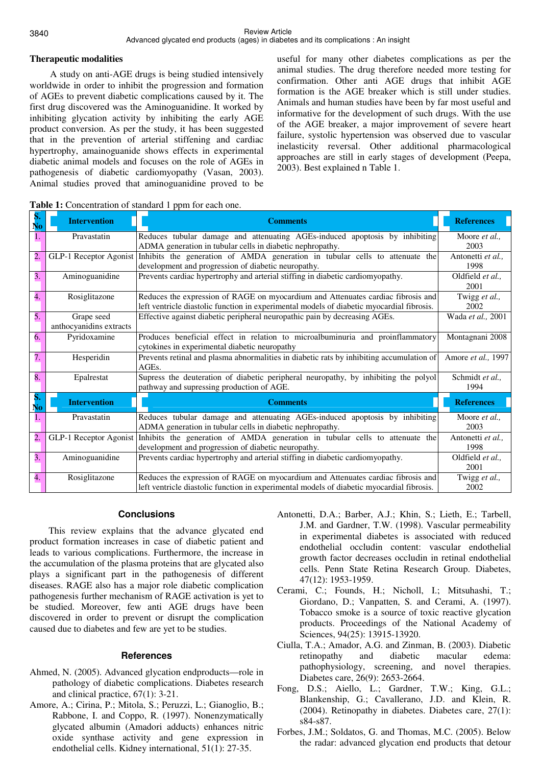### Therapeutic modalities

A study on anti-AGE drugs is being studied intensively worldwide in order to inhibit the progression and formation of AGEs to prevent diabetic complications caused by it. The first drug discovered was the Aminoguanidine. It worked by inhibiting glycation activity by inhibiting the early AGE product conversion. As per the study, it has been suggested that in the prevention of arterial stiffening and cardiac hypertrophy, amainoguanide shows effects in experimental diabetic animal models and focuses on the role of AGEs in pathogenesis of diabetic cardiomyopathy (Vasan, 2003). Animal studies proved that aminoguanidine proved to be useful for many other diabetes complications as per the animal studies. The drug therefore needed more testing for confirmation. Other anti AGE drugs that inhibit AGE formation is the AGE breaker which is still under studies. Animals and human studies have been by far most useful and informative for the development of such drugs. With the use of the AGE breaker, a major improvement of severe heart failure, systolic hypertension was observed due to vascular inelasticity reversal. Other additional pharmacological approaches are still in early stages of development (Peepa, 2003). Best explained n Table 1.

**Table 1:** Concentration of standard 1 ppm for each one.

| S. No | Intervention | Comments | References |
|---|---|---|---|
| 1. | Pravastatin | Reduces tubular damage and attenuating AGEs-induced apoptosis by inhibiting ADMA generation in tubular cells in diabetic nephropathy. | Moore *et al.,* 2003 |
| 2. | GLP-1 Receptor Agonist | Inhibits the generation of AMDA generation in tubular cells to attenuate the development and progression of diabetic neuropathy. | Antonetti *et al.,* 1998 |
| 3. | Aminoguanidine | Prevents cardiac hypertrophy and arterial stiffing in diabetic cardiomyopathy. | Oldfield *et al.,* 2001 |
| 4. | Rosiglitazone | Reduces the expression of RAGE on myocardium and Attenuates cardiac fibrosis and left ventricle diastolic function in experimental models of diabetic myocardial fibrosis. | Twigg *et al.,* 2002 |
| 5. | Grape seed anthocyanidins extracts | Effective against diabetic peripheral neuropathic pain by decreasing AGEs. | Wada *et al.,* 2001 |
| 6. | Pyridoxamine | Produces beneficial effect in relation to microalbuminuria and proinflammatory cytokines in experimental diabetic neuropathy | Montagnani 2008 |
| 7. | Hesperidin | Prevents retinal and plasma abnormalities in diabetic rats by inhibiting accumulation of AGEs. | Amore *et al.,* 1997 |
| 8. | Epalrestat | Supress the deuteration of diabetic peripheral neuropathy, by inhibiting the polyol pathway and supressing production of AGE. | Schmidt *et al.,* 1994 |
| S. No | Intervention | Comments | References |
| 1. | Pravastatin | Reduces tubular damage and attenuating AGEs-induced apoptosis by inhibiting ADMA generation in tubular cells in diabetic nephropathy. | Moore *et al.,* 2003 |
| 2. | GLP-1 Receptor Agonist | Inhibits the generation of AMDA generation in tubular cells to attenuate the development and progression of diabetic neuropathy. | Antonetti *et al.,* 1998 |
| 3. | Aminoguanidine | Prevents cardiac hypertrophy and arterial stiffing in diabetic cardiomyopathy. | Oldfield *et al.,* 2001 |
| 4. | Rosiglitazone | Reduces the expression of RAGE on myocardium and Attenuates cardiac fibrosis and left ventricle diastolic function in experimental models of diabetic myocardial fibrosis. | Twigg *et al.,* 2002 |

## Conclusions

This review explains that the advance glycated end product formation increases in case of diabetic patient and leads to various complications. Furthermore, the increase in the accumulation of the plasma proteins that are glycated also plays a significant part in the pathogenesis of different diseases. RAGE also has a major role diabetic complication pathogenesis further mechanism of RAGE activation is yet to be studied. Moreover, few anti AGE drugs have been discovered in order to prevent or disrupt the complication caused due to diabetes and few are yet to be studies.

## References

Ahmed, N. (2005). Advanced glycation endproducts—role in pathology of diabetic complications. Diabetes research and clinical practice, 67(1): 3-21.

Amore, A.; Cirina, P.; Mitola, S.; Peruzzi, L.; Gianoglio, B.; Rabbone, I. and Coppo, R. (1997). Nonenzymatically glycated albumin (Amadori adducts) enhances nitric oxide synthase activity and gene expression in endothelial cells. Kidney international, 51(1): 27-35.

Antonetti, D.A.; Barber, A.J.; Khin, S.; Lieth, E.; Tarbell, J.M. and Gardner, T.W. (1998). Vascular permeability in experimental diabetes is associated with reduced endothelial occludin content: vascular endothelial growth factor decreases occludin in retinal endothelial cells. Penn State Retina Research Group. Diabetes, 47(12): 1953-1959.

Cerami, C.; Founds, H.; Nicholl, I.; Mitsuhashi, T.; Giordano, D.; Vanpatten, S. and Cerami, A. (1997). Tobacco smoke is a source of toxic reactive glycation products. Proceedings of the National Academy of Sciences, 94(25): 13915-13920.

Ciulla, T.A.; Amador, A.G. and Zinman, B. (2003). Diabetic retinopathy and diabetic macular edema: pathophysiology, screening, and novel therapies. Diabetes care, 26(9): 2653-2664.

Fong, D.S.; Aiello, L.; Gardner, T.W.; King, G.L.; Blankenship, G.; Cavallerano, J.D. and Klein, R. (2004). Retinopathy in diabetes. Diabetes care, 27(1): s84-s87.

Forbes, J.M.; Soldatos, G. and Thomas, M.C. (2005). Below the radar: advanced glycation end products that detour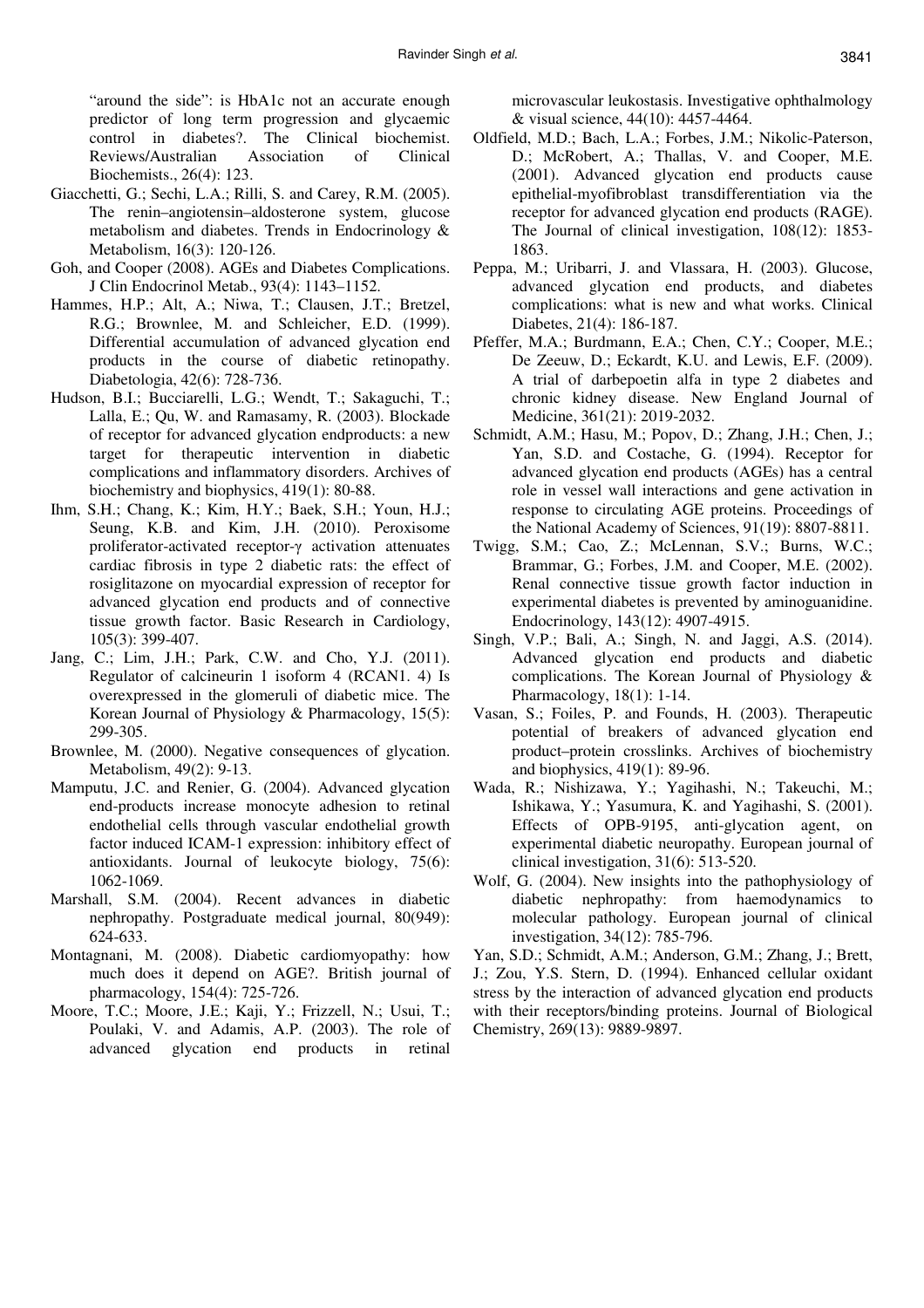"around the side": is HbA1c not an accurate enough predictor of long term progression and glycaemic control in diabetes?. The Clinical biochemist. Reviews/Australian Association of Clinical Biochemists., 26(4): 123.

Giacchetti, G.; Sechi, L.A.; Rilli, S. and Carey, R.M. (2005). The renin–angiotensin–aldosterone system, glucose metabolism and diabetes. Trends in Endocrinology & Metabolism, 16(3): 120-126.

Goh, and Cooper (2008). AGEs and Diabetes Complications. J Clin Endocrinol Metab., 93(4): 1143–1152.

Hammes, H.P.; Alt, A.; Niwa, T.; Clausen, J.T.; Bretzel, R.G.; Brownlee, M. and Schleicher, E.D. (1999). Differential accumulation of advanced glycation end products in the course of diabetic retinopathy. Diabetologia, 42(6): 728-736.

Hudson, B.I.; Bucciarelli, L.G.; Wendt, T.; Sakaguchi, T.; Lalla, E.; Qu, W. and Ramasamy, R. (2003). Blockade of receptor for advanced glycation endproducts: a new target for therapeutic intervention in diabetic complications and inflammatory disorders. Archives of biochemistry and biophysics, 419(1): 80-88.

Ihm, S.H.; Chang, K.; Kim, H.Y.; Baek, S.H.; Youn, H.J.; Seung, K.B. and Kim, J.H. (2010). Peroxisome proliferator-activated receptor-γ activation attenuates cardiac fibrosis in type 2 diabetic rats: the effect of rosiglitazone on myocardial expression of receptor for advanced glycation end products and of connective tissue growth factor. Basic Research in Cardiology, 105(3): 399-407.

Jang, C.; Lim, J.H.; Park, C.W. and Cho, Y.J. (2011). Regulator of calcineurin 1 isoform 4 (RCAN1. 4) Is overexpressed in the glomeruli of diabetic mice. The Korean Journal of Physiology & Pharmacology, 15(5): 299-305.

Brownlee, M. (2000). Negative consequences of glycation. Metabolism, 49(2): 9-13.

Mamputu, J.C. and Renier, G. (2004). Advanced glycation end-products increase monocyte adhesion to retinal endothelial cells through vascular endothelial growth factor induced ICAM-1 expression: inhibitory effect of antioxidants. Journal of leukocyte biology, 75(6): 1062-1069.

Marshall, S.M. (2004). Recent advances in diabetic nephropathy. Postgraduate medical journal, 80(949): 624-633.

Montagnani, M. (2008). Diabetic cardiomyopathy: how much does it depend on AGE?. British journal of pharmacology, 154(4): 725-726.

Moore, T.C.; Moore, J.E.; Kaji, Y.; Frizzell, N.; Usui, T.; Poulaki, V. and Adamis, A.P. (2003). The role of advanced glycation end products in retinal microvascular leukostasis. Investigative ophthalmology & visual science, 44(10): 4457-4464.

Oldfield, M.D.; Bach, L.A.; Forbes, J.M.; Nikolic-Paterson, D.; McRobert, A.; Thallas, V. and Cooper, M.E. (2001). Advanced glycation end products cause epithelial-myofibroblast transdifferentiation via the receptor for advanced glycation end products (RAGE). The Journal of clinical investigation, 108(12): 1853-1863.

Peppa, M.; Uribarri, J. and Vlassara, H. (2003). Glucose, advanced glycation end products, and diabetes complications: what is new and what works. Clinical Diabetes, 21(4): 186-187.

Pfeffer, M.A.; Burdmann, E.A.; Chen, C.Y.; Cooper, M.E.; De Zeeuw, D.; Eckardt, K.U. and Lewis, E.F. (2009). A trial of darbepoetin alfa in type 2 diabetes and chronic kidney disease. New England Journal of Medicine, 361(21): 2019-2032.

Schmidt, A.M.; Hasu, M.; Popov, D.; Zhang, J.H.; Chen, J.; Yan, S.D. and Costache, G. (1994). Receptor for advanced glycation end products (AGEs) has a central role in vessel wall interactions and gene activation in response to circulating AGE proteins. Proceedings of the National Academy of Sciences, 91(19): 8807-8811.

Twigg, S.M.; Cao, Z.; McLennan, S.V.; Burns, W.C.; Brammar, G.; Forbes, J.M. and Cooper, M.E. (2002). Renal connective tissue growth factor induction in experimental diabetes is prevented by aminoguanidine. Endocrinology, 143(12): 4907-4915.

Singh, V.P.; Bali, A.; Singh, N. and Jaggi, A.S. (2014). Advanced glycation end products and diabetic complications. The Korean Journal of Physiology & Pharmacology, 18(1): 1-14.

Vasan, S.; Foiles, P. and Founds, H. (2003). Therapeutic potential of breakers of advanced glycation end product–protein crosslinks. Archives of biochemistry and biophysics, 419(1): 89-96.

Wada, R.; Nishizawa, Y.; Yagihashi, N.; Takeuchi, M.; Ishikawa, Y.; Yasumura, K. and Yagihashi, S. (2001). Effects of OPB-9195, anti-glycation agent, on experimental diabetic neuropathy. European journal of clinical investigation, 31(6): 513-520.

Wolf, G. (2004). New insights into the pathophysiology of diabetic nephropathy: from haemodynamics to molecular pathology. European journal of clinical investigation, 34(12): 785-796.

Yan, S.D.; Schmidt, A.M.; Anderson, G.M.; Zhang, J.; Brett, J.; Zou, Y.S. Stern, D. (1994). Enhanced cellular oxidant stress by the interaction of advanced glycation end products with their receptors/binding proteins. Journal of Biological Chemistry, 269(13): 9889-9897.